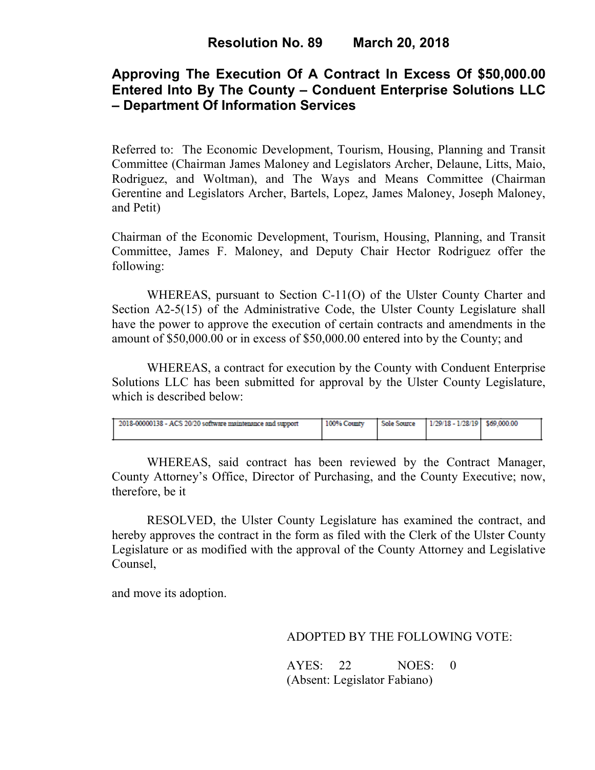# Resolution No. 89 March 20, 2018

## Approving The Execution Of A Contract In Excess Of $50,000.00 Entered Into By The County – Conduent Enterprise Solutions LLC – Department Of Information Services

Referred to: The Economic Development, Tourism, Housing, Planning and Transit Committee (Chairman James Maloney and Legislators Archer, Delaune, Litts, Maio, Rodriguez, and Woltman), and The Ways and Means Committee (Chairman Gerentine and Legislators Archer, Bartels, Lopez, James Maloney, Joseph Maloney, and Petit)

Chairman of the Economic Development, Tourism, Housing, Planning, and Transit Committee, James F. Maloney, and Deputy Chair Hector Rodriguez offer the following:

WHEREAS, pursuant to Section C-11(O) of the Ulster County Charter and Section A2-5(15) of the Administrative Code, the Ulster County Legislature shall have the power to approve the execution of certain contracts and amendments in the amount of $50,000.00 or in excess of $50,000.00 entered into by the County; and

WHEREAS, a contract for execution by the County with Conduent Enterprise Solutions LLC has been submitted for approval by the Ulster County Legislature, which is described below:

| 2018-00000138 - ACS 20/20 software maintenance and support | 100% County | Sole Source | 1/29/18 - 1/28/19 | $69,000.00 |
|---|---|---|---|---|

WHEREAS, said contract has been reviewed by the Contract Manager, County Attorney's Office, Director of Purchasing, and the County Executive; now, therefore, be it

RESOLVED, the Ulster County Legislature has examined the contract, and hereby approves the contract in the form as filed with the Clerk of the Ulster County Legislature or as modified with the approval of the County Attorney and Legislative Counsel,

and move its adoption.

ADOPTED BY THE FOLLOWING VOTE:

AYES: 22 NOES: 0
(Absent: Legislator Fabiano)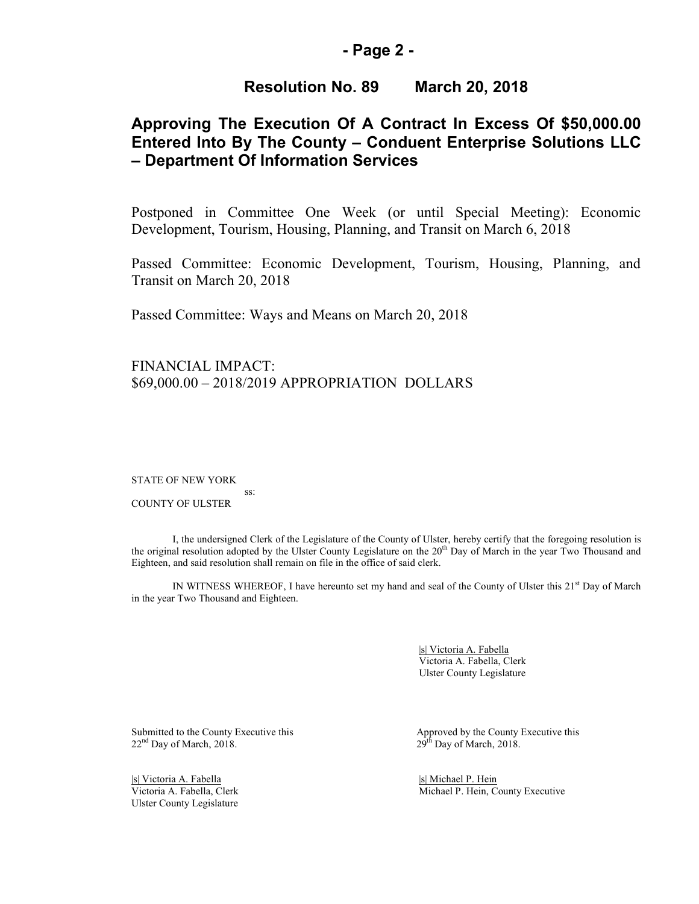**Resolution No. 89 March 20, 2018**

## Approving The Execution Of A Contract In Excess Of $50,000.00 Entered Into By The County – Conduent Enterprise Solutions LLC – Department Of Information Services

Postponed in Committee One Week (or until Special Meeting): Economic Development, Tourism, Housing, Planning, and Transit on March 6, 2018

Passed Committee: Economic Development, Tourism, Housing, Planning, and Transit on March 20, 2018

Passed Committee: Ways and Means on March 20, 2018

FINANCIAL IMPACT:
$69,000.00 – 2018/2019 APPROPRIATION DOLLARS

STATE OF NEW YORK
ss:
COUNTY OF ULSTER

I, the undersigned Clerk of the Legislature of the County of Ulster, hereby certify that the foregoing resolution is the original resolution adopted by the Ulster County Legislature on the 20th Day of March in the year Two Thousand and Eighteen, and said resolution shall remain on file in the office of said clerk.

IN WITNESS WHEREOF, I have hereunto set my hand and seal of the County of Ulster this 21st Day of March in the year Two Thousand and Eighteen.

|s| Victoria A. Fabella
Victoria A. Fabella, Clerk
Ulster County Legislature

Submitted to the County Executive this 22nd Day of March, 2018.

|s| Victoria A. Fabella
Victoria A. Fabella, Clerk
Ulster County Legislature

Approved by the County Executive this 29th Day of March, 2018.

|s| Michael P. Hein
Michael P. Hein, County Executive